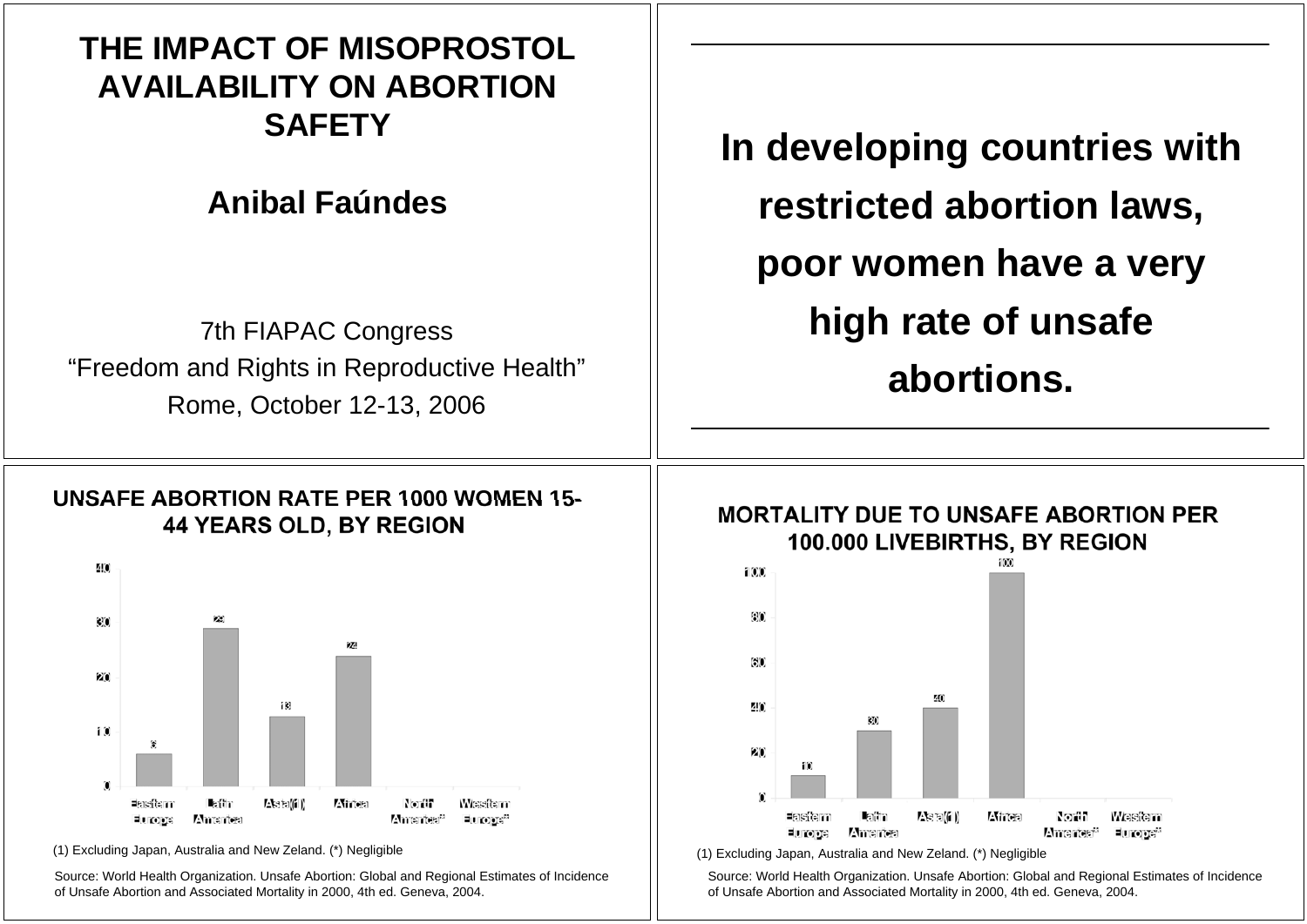# THE IMPACT OF MISOPROSTOL AVAILABILITY ON ABORTION SAFETY

## Anibal Faúndes

7th FIAPAC Congress
"Freedom and Rights in Reproductive Health"
Rome, October 12-13, 2006

---

**In developing countries with restricted abortion laws, poor women have a very high rate of unsafe abortions.**

---

### UNSAFE ABORTION RATE PER 1000 WOMEN 15-44 YEARS OLD, BY REGION

40
30
20
10
0

6
29
13
24

Eastern Europe
Latin America
Asia(1)
Africa
North America*
Western Europe*

(1) Excluding Japan, Australia and New Zeland. (*) Negligible

Source: World Health Organization. Unsafe Abortion: Global and Regional Estimates of Incidence of Unsafe Abortion and Associated Mortality in 2000, 4th ed. Geneva, 2004.

---

### MORTALITY DUE TO UNSAFE ABORTION PER 100.000 LIVEBIRTHS, BY REGION

100
80
60
40
20
0

10
30
40
100

Eastern Europe
Latin America
Asia(1)
Africa
North America*
Western Europe*

(1) Excluding Japan, Australia and New Zeland. (*) Negligible

Source: World Health Organization. Unsafe Abortion: Global and Regional Estimates of Incidence of Unsafe Abortion and Associated Mortality in 2000, 4th ed. Geneva, 2004.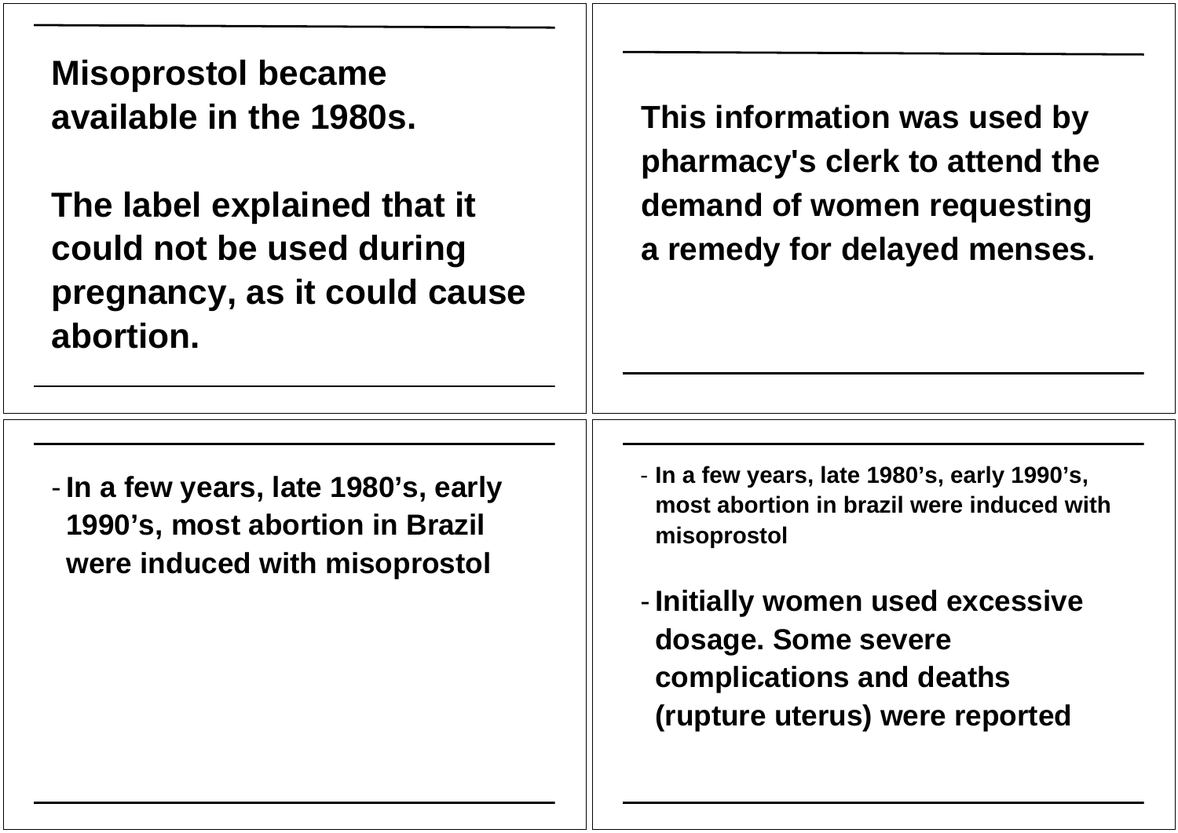**Misoprostol became available in the 1980s.**

**The label explained that it could not be used during pregnancy, as it could cause abortion.**

---

**This information was used by pharmacy's clerk to attend the demand of women requesting a remedy for delayed menses.**

---

- **In a few years, late 1980's, early 1990's, most abortion in Brazil were induced with misoprostol**

---

- **In a few years, late 1980's, early 1990's, most abortion in brazil were induced with misoprostol**
- **Initially women used excessive dosage. Some severe complications and deaths (rupture uterus) were reported**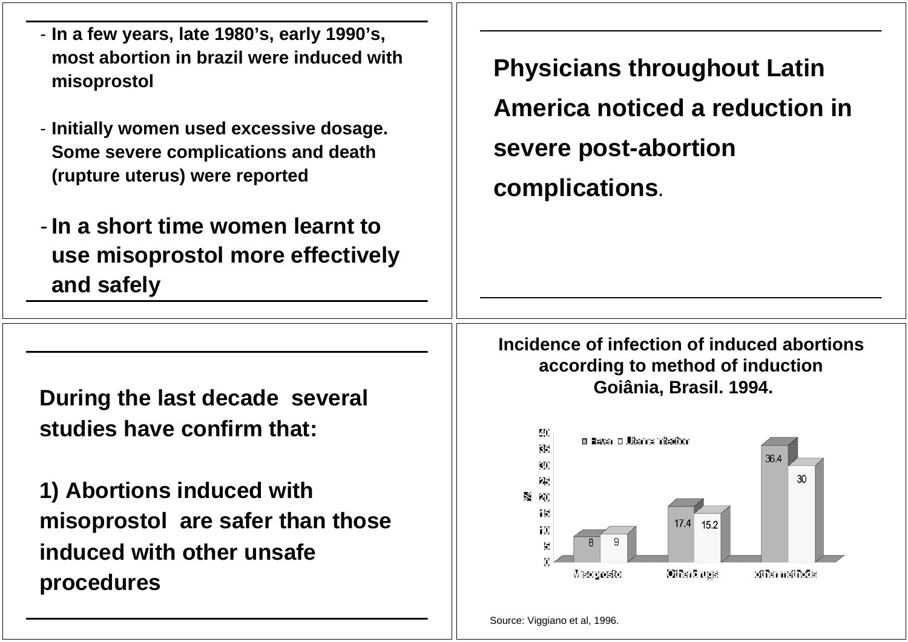- In a few years, late 1980's, early 1990's, most abortion in brazil were induced with misoprostol

- Initially women used excessive dosage. Some severe complications and death (rupture uterus) were reported

- **In a short time women learnt to use misoprostol more effectively and safely**

**Physicians throughout Latin America noticed a reduction in severe post-abortion complications.**

**During the last decade several studies have confirm that:**

**1) Abortions induced with misoprostol are safer than those induced with other unsafe procedures**

**Incidence of infection of induced abortions according to method of induction Goiânia, Brasil. 1994.**

Fever
Uterine infection
%
40
35
30
25
20
15
10
5
0
8
9
17.4
15.2
36.4
30
Misoprostol
Other drugs
other methods

Source: Viggiano et al, 1996.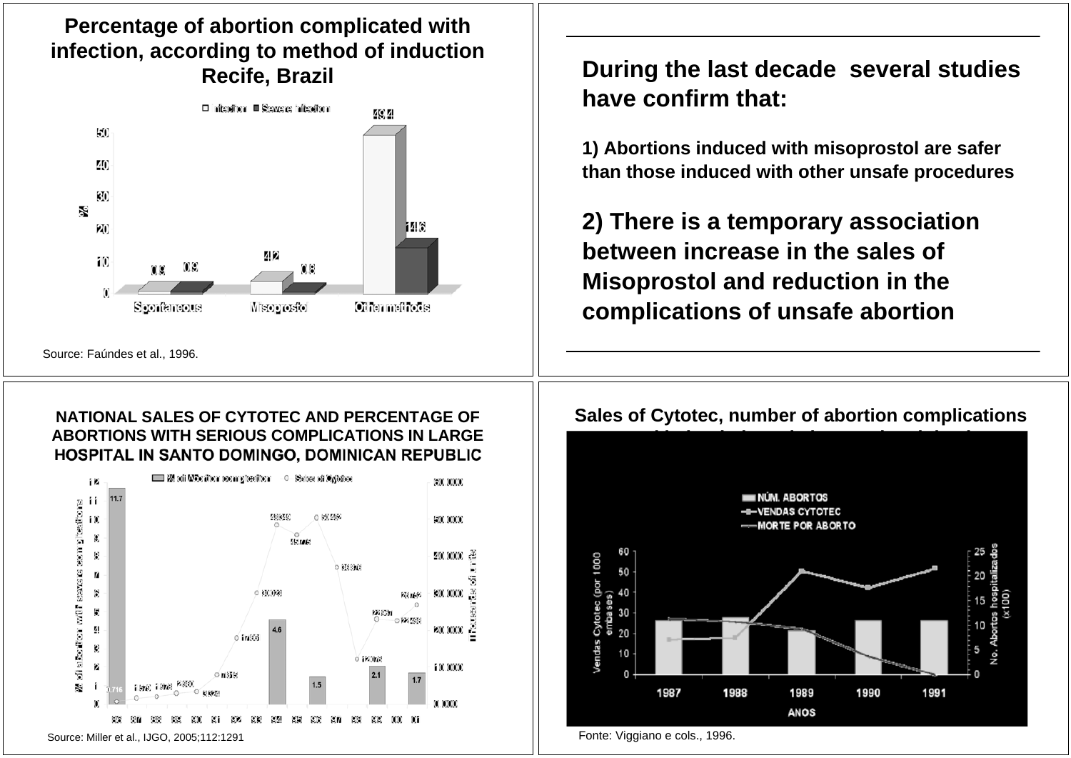## Percentage of abortion complicated with infection, according to method of induction Recife, Brazil

| | Infection | Severe infection |
|---|---|---|
| Spontaneous | 0.9 | 0.9 |
| Misoprostol | 4.2 | 0.8 |
| Other methods | 49.4 | 14.6 |

Source: Faúndes et al., 1996.

**During the last decade several studies have confirm that:**

**1) Abortions induced with misoprostol are safer than those induced with other unsafe procedures**

**2) There is a temporary association between increase in the sales of Misoprostol and reduction in the complications of unsafe abortion**

## NATIONAL SALES OF CYTOTEC AND PERCENTAGE OF ABORTIONS WITH SERIOUS COMPLICATIONS IN LARGE HOSPITAL IN SANTO DOMINGO, DOMINICAN REPUBLIC

| Year | % of Abortion complication | Sales of Cytotec |
|---|---|---|
| 86 | 11.7 | 0.716 |
| 87 | | 1.575 |
| 88 | | 1.978 |
| 89 | | 2.930 |
| 90 | | 3.324 |
| 91 | | 7.815 |
| 92 | | 17.666 |
| 93 | | 30.023 |
| 94 | 4.6 | 48.349 |
| 95 | | 45.775 |
| 96 | 1.5 | 50.462 |
| 97 | | 38.876 |
| 98 | | 12.076 |
| 99 | 2.1 | 22.957 |
| 00 | | 22.498 |
| 01 | 1.7 | 26.752 |

Source: Miller et al., IJGO, 2005;112:1291

## Sales of Cytotec, number of abortion complications

NÚM. ABORTOS
VENDAS CYTOTEC
MORTE POR ABORTO

Vendas Cytotec (por 1000 embases) | No. Abortos hospitalizados (x100)

ANOS: 1987, 1988, 1989, 1990, 1991

Fonte: Viggiano e cols., 1996.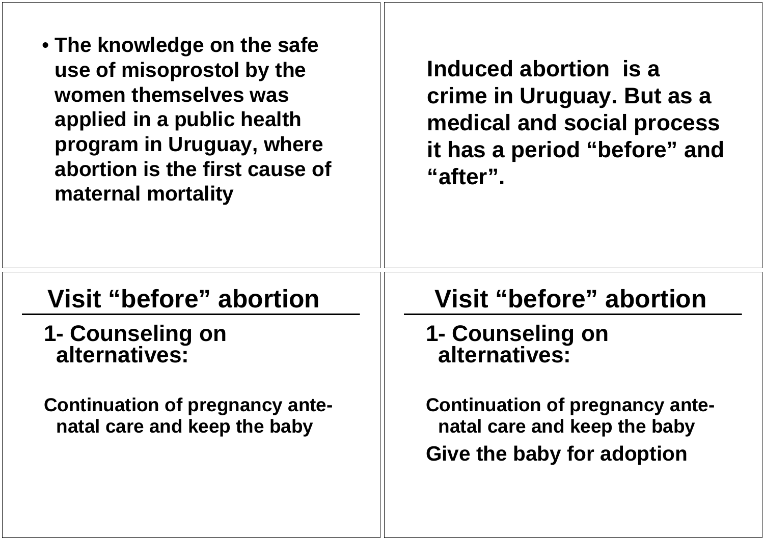- The knowledge on the safe use of misoprostol by the women themselves was applied in a public health program in Uruguay, where abortion is the first cause of maternal mortality

Induced abortion is a crime in Uruguay. But as a medical and social process it has a period "before" and "after".

## Visit "before" abortion

1- Counseling on alternatives:

Continuation of pregnancy ante-natal care and keep the baby

## Visit "before" abortion

1- Counseling on alternatives:

Continuation of pregnancy ante-natal care and keep the baby

Give the baby for adoption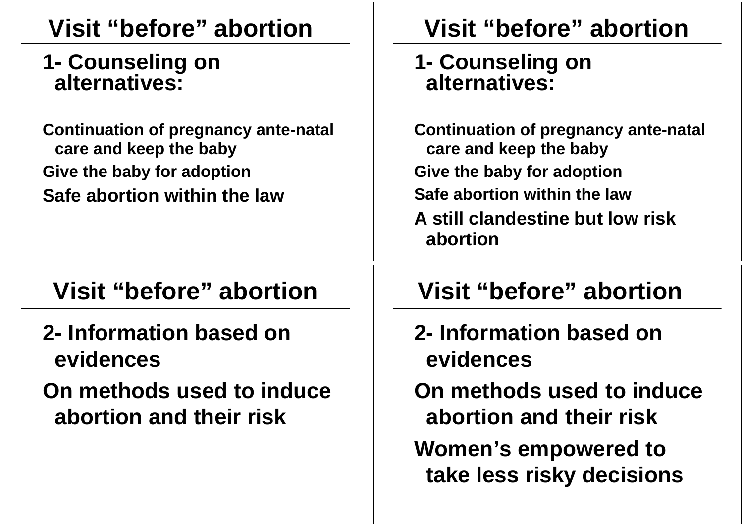## Visit "before" abortion

1- Counseling on alternatives:

Continuation of pregnancy ante-natal care and keep the baby

Give the baby for adoption

Safe abortion within the law

## Visit "before" abortion

1- Counseling on alternatives:

Continuation of pregnancy ante-natal care and keep the baby

Give the baby for adoption

Safe abortion within the law

A still clandestine but low risk abortion

## Visit "before" abortion

2- Information based on evidences

On methods used to induce abortion and their risk

## Visit "before" abortion

2- Information based on evidences

On methods used to induce abortion and their risk

Women's empowered to take less risky decisions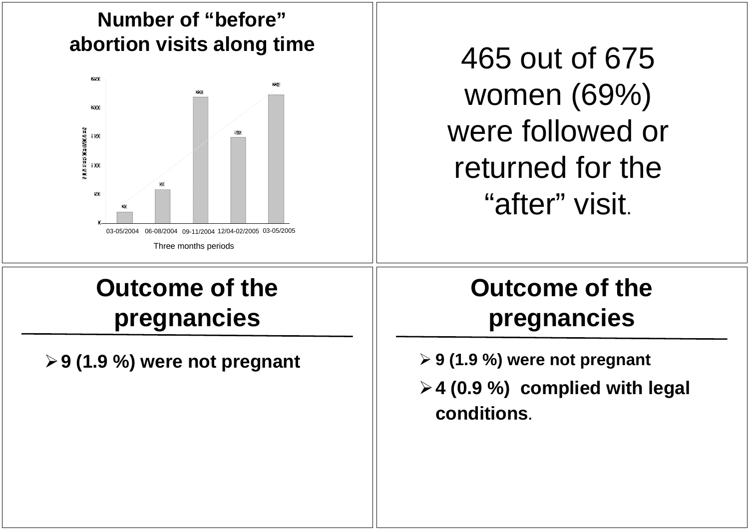## Number of "before" abortion visits along time

250
200
150
100
50
0

NUMBER OF WOMEN

20
59
220
149
224

03-05/2004 06-08/2004 09-11/2004 12/04-02/2005 03-05/2005

Three months periods

465 out of 675 women (69%) were followed or returned for the "after" visit.

## Outcome of the pregnancies

- **9 (1.9 %) were not pregnant**

## Outcome of the pregnancies

- **9 (1.9 %) were not pregnant**
- **4 (0.9 %) complied with legal conditions.**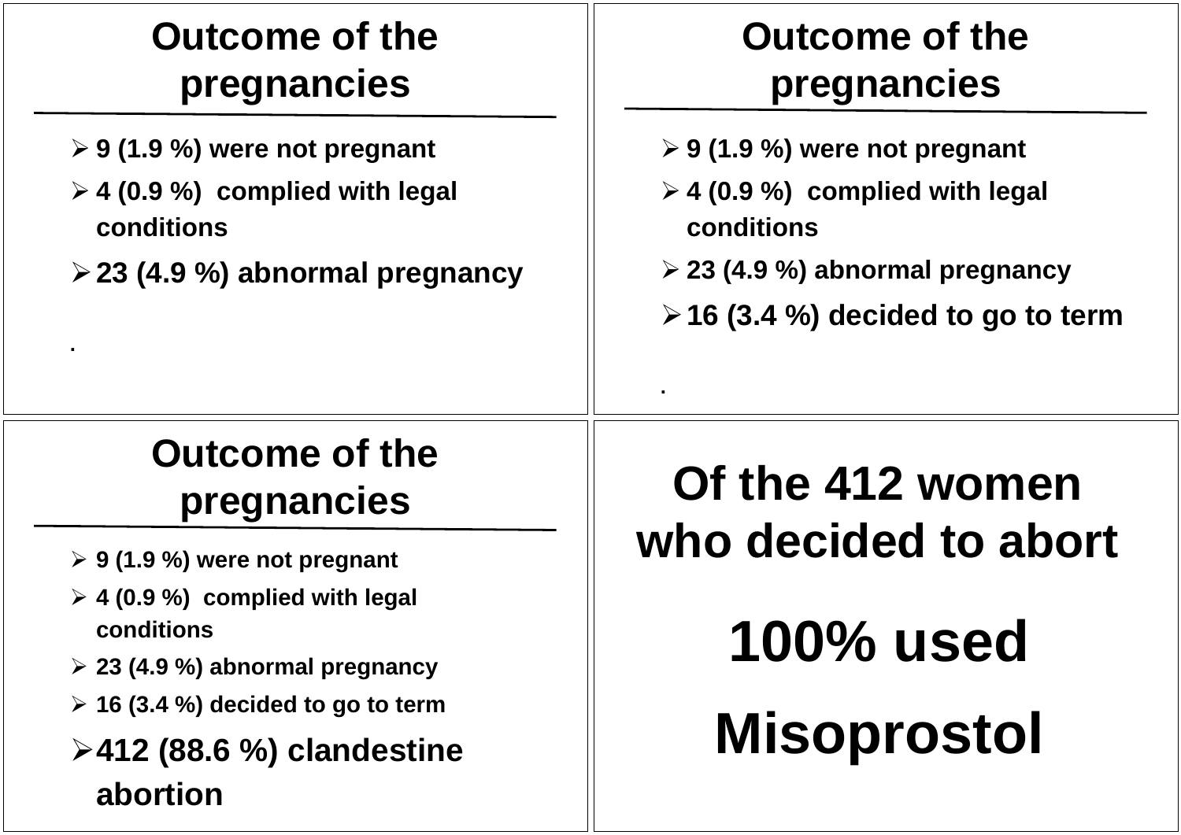## Outcome of the pregnancies

- 9 (1.9 %) were not pregnant
- 4 (0.9 %) complied with legal conditions
- 23 (4.9 %) abnormal pregnancy

.

## Outcome of the pregnancies

- 9 (1.9 %) were not pregnant
- 4 (0.9 %) complied with legal conditions
- 23 (4.9 %) abnormal pregnancy
- 16 (3.4 %) decided to go to term

.

## Outcome of the pregnancies

- 9 (1.9 %) were not pregnant
- 4 (0.9 %) complied with legal conditions
- 23 (4.9 %) abnormal pregnancy
- 16 (3.4 %) decided to go to term
- 412 (88.6 %) clandestine abortion

## Of the 412 women who decided to abort

**100% used**

**Misoprostol**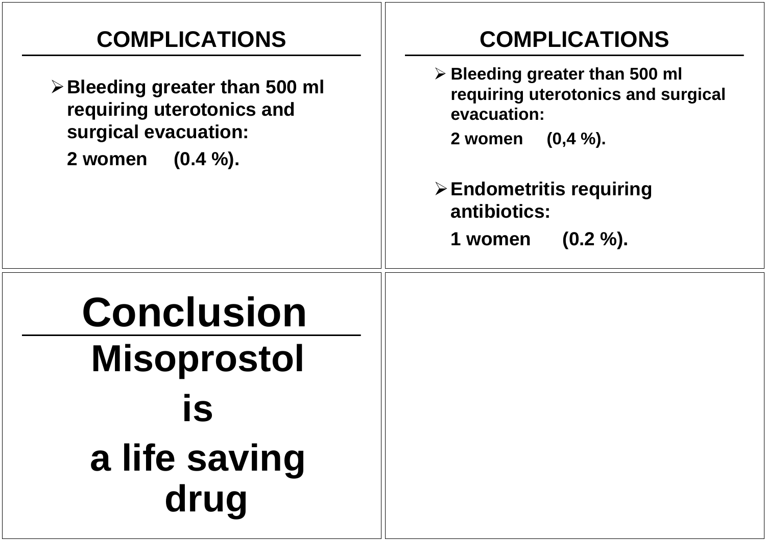## COMPLICATIONS

- **Bleeding greater than 500 ml requiring uterotonics and surgical evacuation:**

  **2 women (0.4 %).**

## COMPLICATIONS

- **Bleeding greater than 500 ml requiring uterotonics and surgical evacuation:**

  **2 women (0,4 %).**

- **Endometritis requiring antibiotics:**

  **1 women (0.2 %).**

# Conclusion

# Misoprostol

# is

# a life saving drug